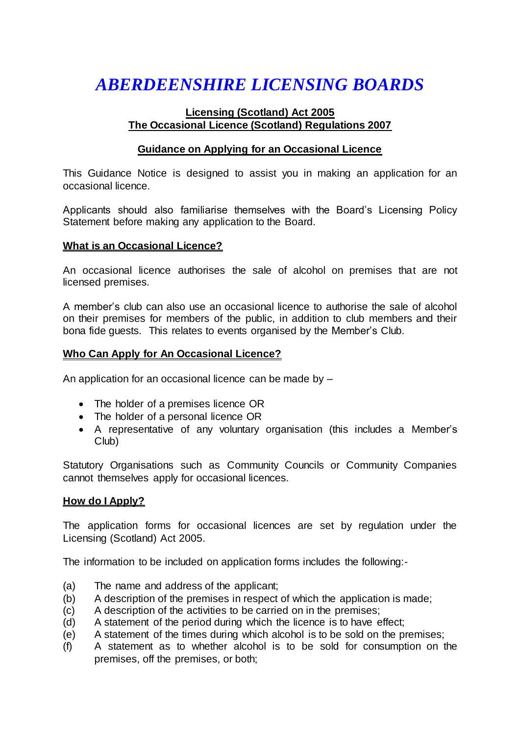# *ABERDEENSHIRE LICENSING BOARDS*

**Licensing (Scotland) Act 2005**
**The Occasional Licence (Scotland) Regulations 2007**

**Guidance on Applying for an Occasional Licence**

This Guidance Notice is designed to assist you in making an application for an occasional licence.

Applicants should also familiarise themselves with the Board's Licensing Policy Statement before making any application to the Board.

## What is an Occasional Licence?

An occasional licence authorises the sale of alcohol on premises that are not licensed premises.

A member's club can also use an occasional licence to authorise the sale of alcohol on their premises for members of the public, in addition to club members and their bona fide guests. This relates to events organised by the Member's Club.

## Who Can Apply for An Occasional Licence?

An application for an occasional licence can be made by –

- The holder of a premises licence OR
- The holder of a personal licence OR
- A representative of any voluntary organisation (this includes a Member's Club)

Statutory Organisations such as Community Councils or Community Companies cannot themselves apply for occasional licences.

## How do I Apply?

The application forms for occasional licences are set by regulation under the Licensing (Scotland) Act 2005.

The information to be included on application forms includes the following:-

(a) The name and address of the applicant;
(b) A description of the premises in respect of which the application is made;
(c) A description of the activities to be carried on in the premises;
(d) A statement of the period during which the licence is to have effect;
(e) A statement of the times during which alcohol is to be sold on the premises;
(f) A statement as to whether alcohol is to be sold for consumption on the premises, off the premises, or both;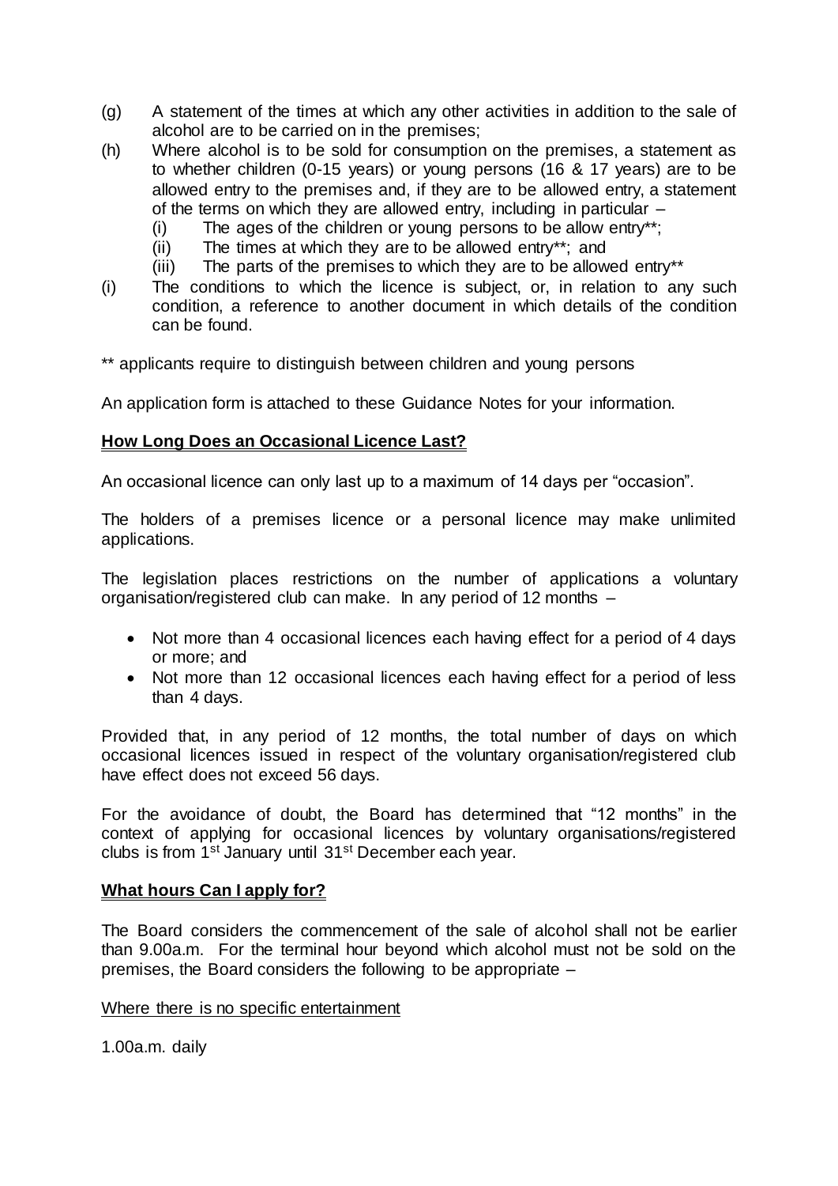(g) A statement of the times at which any other activities in addition to the sale of alcohol are to be carried on in the premises;

(h) Where alcohol is to be sold for consumption on the premises, a statement as to whether children (0-15 years) or young persons (16 & 17 years) are to be allowed entry to the premises and, if they are to be allowed entry, a statement of the terms on which they are allowed entry, including in particular –
   (i) The ages of the children or young persons to be allow entry**;
   (ii) The times at which they are to be allowed entry**; and
   (iii) The parts of the premises to which they are to be allowed entry**

(i) The conditions to which the licence is subject, or, in relation to any such condition, a reference to another document in which details of the condition can be found.

** applicants require to distinguish between children and young persons

An application form is attached to these Guidance Notes for your information.

## How Long Does an Occasional Licence Last?

An occasional licence can only last up to a maximum of 14 days per "occasion".

The holders of a premises licence or a personal licence may make unlimited applications.

The legislation places restrictions on the number of applications a voluntary organisation/registered club can make. In any period of 12 months –

- Not more than 4 occasional licences each having effect for a period of 4 days or more; and
- Not more than 12 occasional licences each having effect for a period of less than 4 days.

Provided that, in any period of 12 months, the total number of days on which occasional licences issued in respect of the voluntary organisation/registered club have effect does not exceed 56 days.

For the avoidance of doubt, the Board has determined that "12 months" in the context of applying for occasional licences by voluntary organisations/registered clubs is from 1st January until 31st December each year.

## What hours Can I apply for?

The Board considers the commencement of the sale of alcohol shall not be earlier than 9.00a.m. For the terminal hour beyond which alcohol must not be sold on the premises, the Board considers the following to be appropriate –

Where there is no specific entertainment

1.00a.m. daily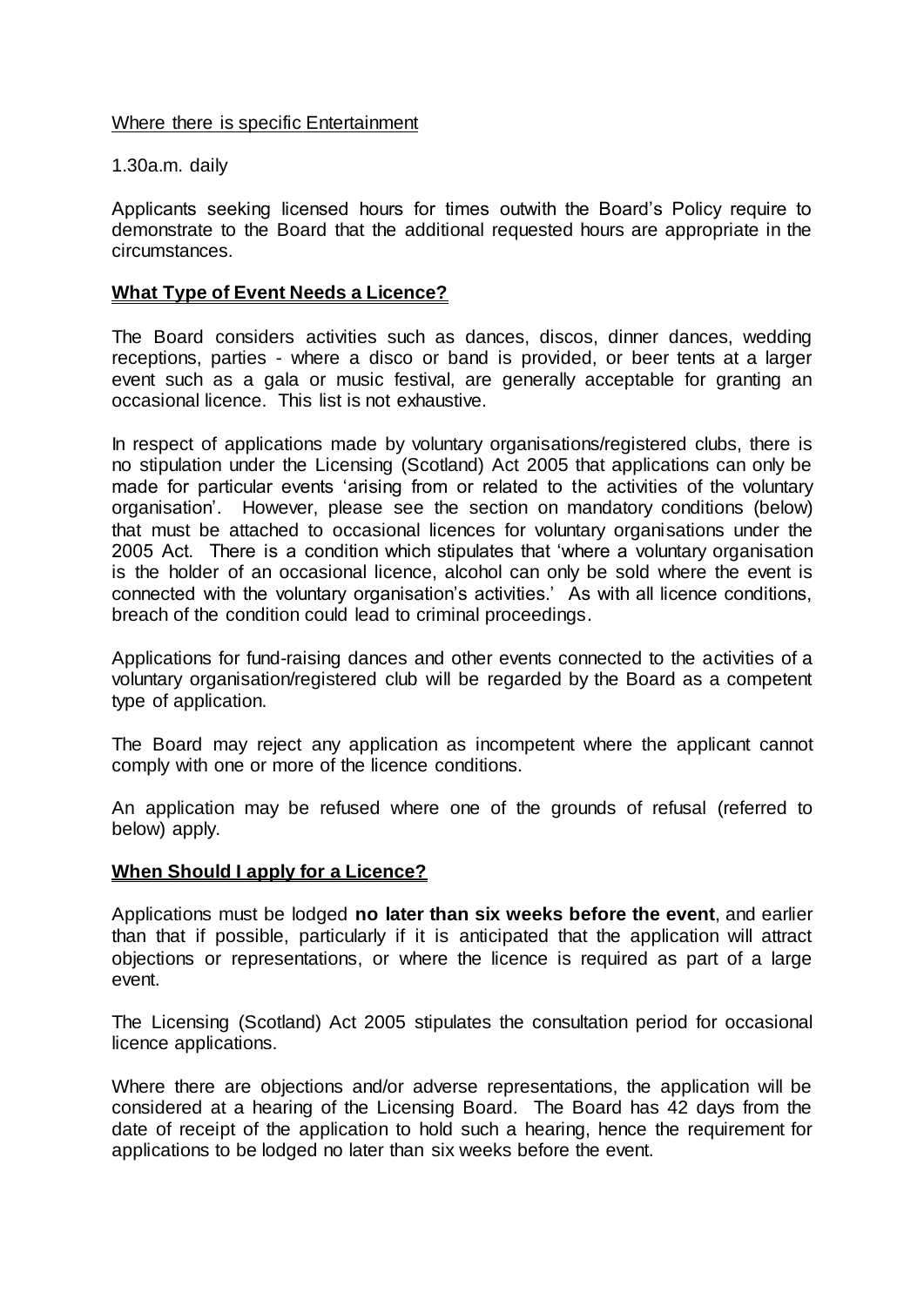Where there is specific Entertainment

1.30a.m. daily

Applicants seeking licensed hours for times outwith the Board's Policy require to demonstrate to the Board that the additional requested hours are appropriate in the circumstances.

## What Type of Event Needs a Licence?

The Board considers activities such as dances, discos, dinner dances, wedding receptions, parties - where a disco or band is provided, or beer tents at a larger event such as a gala or music festival, are generally acceptable for granting an occasional licence. This list is not exhaustive.

In respect of applications made by voluntary organisations/registered clubs, there is no stipulation under the Licensing (Scotland) Act 2005 that applications can only be made for particular events 'arising from or related to the activities of the voluntary organisation'. However, please see the section on mandatory conditions (below) that must be attached to occasional licences for voluntary organisations under the 2005 Act. There is a condition which stipulates that 'where a voluntary organisation is the holder of an occasional licence, alcohol can only be sold where the event is connected with the voluntary organisation's activities.' As with all licence conditions, breach of the condition could lead to criminal proceedings.

Applications for fund-raising dances and other events connected to the activities of a voluntary organisation/registered club will be regarded by the Board as a competent type of application.

The Board may reject any application as incompetent where the applicant cannot comply with one or more of the licence conditions.

An application may be refused where one of the grounds of refusal (referred to below) apply.

## When Should I apply for a Licence?

Applications must be lodged **no later than six weeks before the event**, and earlier than that if possible, particularly if it is anticipated that the application will attract objections or representations, or where the licence is required as part of a large event.

The Licensing (Scotland) Act 2005 stipulates the consultation period for occasional licence applications.

Where there are objections and/or adverse representations, the application will be considered at a hearing of the Licensing Board. The Board has 42 days from the date of receipt of the application to hold such a hearing, hence the requirement for applications to be lodged no later than six weeks before the event.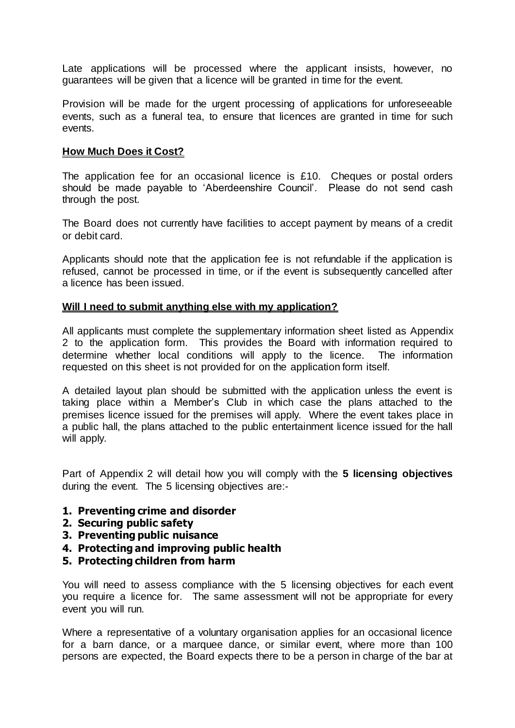Late applications will be processed where the applicant insists, however, no guarantees will be given that a licence will be granted in time for the event.

Provision will be made for the urgent processing of applications for unforeseeable events, such as a funeral tea, to ensure that licences are granted in time for such events.

## **How Much Does it Cost?**

The application fee for an occasional licence is £10. Cheques or postal orders should be made payable to 'Aberdeenshire Council'. Please do not send cash through the post.

The Board does not currently have facilities to accept payment by means of a credit or debit card.

Applicants should note that the application fee is not refundable if the application is refused, cannot be processed in time, or if the event is subsequently cancelled after a licence has been issued.

## **Will I need to submit anything else with my application?**

All applicants must complete the supplementary information sheet listed as Appendix 2 to the application form. This provides the Board with information required to determine whether local conditions will apply to the licence. The information requested on this sheet is not provided for on the application form itself.

A detailed layout plan should be submitted with the application unless the event is taking place within a Member's Club in which case the plans attached to the premises licence issued for the premises will apply. Where the event takes place in a public hall, the plans attached to the public entertainment licence issued for the hall will apply.

Part of Appendix 2 will detail how you will comply with the **5 licensing objectives** during the event. The 5 licensing objectives are:-

1. **Preventing crime and disorder**
2. **Securing public safety**
3. **Preventing public nuisance**
4. **Protecting and improving public health**
5. **Protecting children from harm**

You will need to assess compliance with the 5 licensing objectives for each event you require a licence for. The same assessment will not be appropriate for every event you will run.

Where a representative of a voluntary organisation applies for an occasional licence for a barn dance, or a marquee dance, or similar event, where more than 100 persons are expected, the Board expects there to be a person in charge of the bar at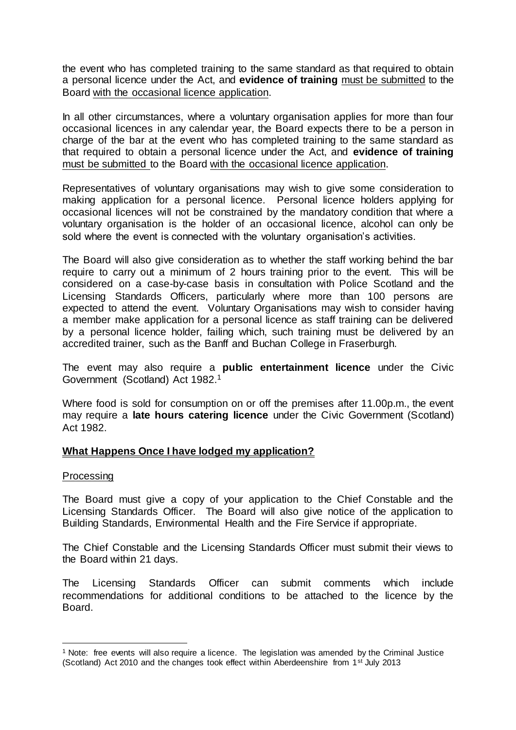the event who has completed training to the same standard as that required to obtain a personal licence under the Act, and **evidence of training** must be submitted to the Board with the occasional licence application.

In all other circumstances, where a voluntary organisation applies for more than four occasional licences in any calendar year, the Board expects there to be a person in charge of the bar at the event who has completed training to the same standard as that required to obtain a personal licence under the Act, and **evidence of training** must be submitted to the Board with the occasional licence application.

Representatives of voluntary organisations may wish to give some consideration to making application for a personal licence. Personal licence holders applying for occasional licences will not be constrained by the mandatory condition that where a voluntary organisation is the holder of an occasional licence, alcohol can only be sold where the event is connected with the voluntary organisation's activities.

The Board will also give consideration as to whether the staff working behind the bar require to carry out a minimum of 2 hours training prior to the event. This will be considered on a case-by-case basis in consultation with Police Scotland and the Licensing Standards Officers, particularly where more than 100 persons are expected to attend the event. Voluntary Organisations may wish to consider having a member make application for a personal licence as staff training can be delivered by a personal licence holder, failing which, such training must be delivered by an accredited trainer, such as the Banff and Buchan College in Fraserburgh.

The event may also require a **public entertainment licence** under the Civic Government (Scotland) Act 1982.[1]

Where food is sold for consumption on or off the premises after 11.00p.m., the event may require a **late hours catering licence** under the Civic Government (Scotland) Act 1982.

## What Happens Once I have lodged my application?

### Processing

The Board must give a copy of your application to the Chief Constable and the Licensing Standards Officer. The Board will also give notice of the application to Building Standards, Environmental Health and the Fire Service if appropriate.

The Chief Constable and the Licensing Standards Officer must submit their views to the Board within 21 days.

The Licensing Standards Officer can submit comments which include recommendations for additional conditions to be attached to the licence by the Board.

[1] Note: free events will also require a licence. The legislation was amended by the Criminal Justice (Scotland) Act 2010 and the changes took effect within Aberdeenshire from 1st July 2013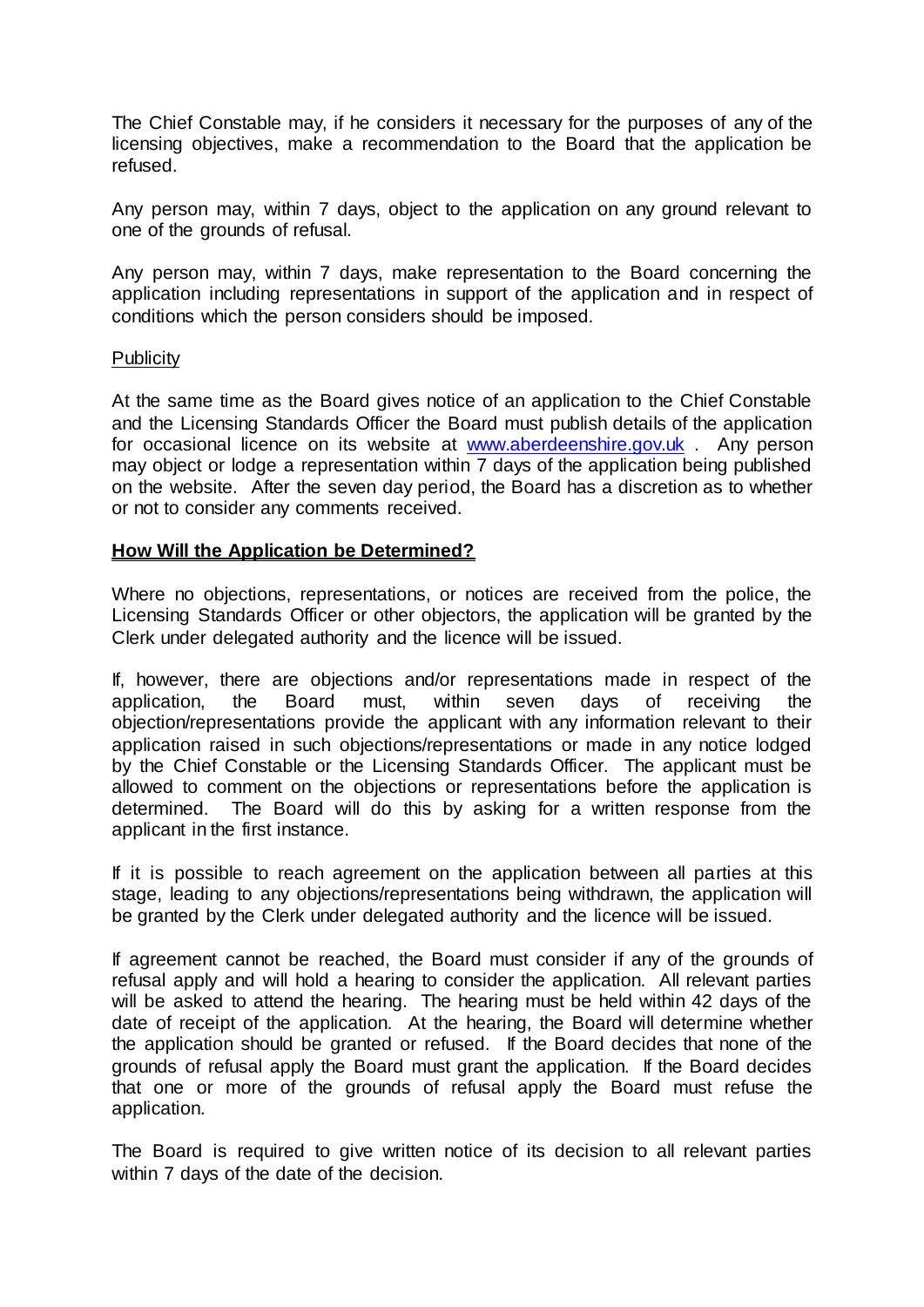The Chief Constable may, if he considers it necessary for the purposes of any of the licensing objectives, make a recommendation to the Board that the application be refused.

Any person may, within 7 days, object to the application on any ground relevant to one of the grounds of refusal.

Any person may, within 7 days, make representation to the Board concerning the application including representations in support of the application and in respect of conditions which the person considers should be imposed.

Publicity

At the same time as the Board gives notice of an application to the Chief Constable and the Licensing Standards Officer the Board must publish details of the application for occasional licence on its website at www.aberdeenshire.gov.uk . Any person may object or lodge a representation within 7 days of the application being published on the website. After the seven day period, the Board has a discretion as to whether or not to consider any comments received.

## How Will the Application be Determined?

Where no objections, representations, or notices are received from the police, the Licensing Standards Officer or other objectors, the application will be granted by the Clerk under delegated authority and the licence will be issued.

If, however, there are objections and/or representations made in respect of the application, the Board must, within seven days of receiving the objection/representations provide the applicant with any information relevant to their application raised in such objections/representations or made in any notice lodged by the Chief Constable or the Licensing Standards Officer. The applicant must be allowed to comment on the objections or representations before the application is determined. The Board will do this by asking for a written response from the applicant in the first instance.

If it is possible to reach agreement on the application between all parties at this stage, leading to any objections/representations being withdrawn, the application will be granted by the Clerk under delegated authority and the licence will be issued.

If agreement cannot be reached, the Board must consider if any of the grounds of refusal apply and will hold a hearing to consider the application. All relevant parties will be asked to attend the hearing. The hearing must be held within 42 days of the date of receipt of the application. At the hearing, the Board will determine whether the application should be granted or refused. If the Board decides that none of the grounds of refusal apply the Board must grant the application. If the Board decides that one or more of the grounds of refusal apply the Board must refuse the application.

The Board is required to give written notice of its decision to all relevant parties within 7 days of the date of the decision.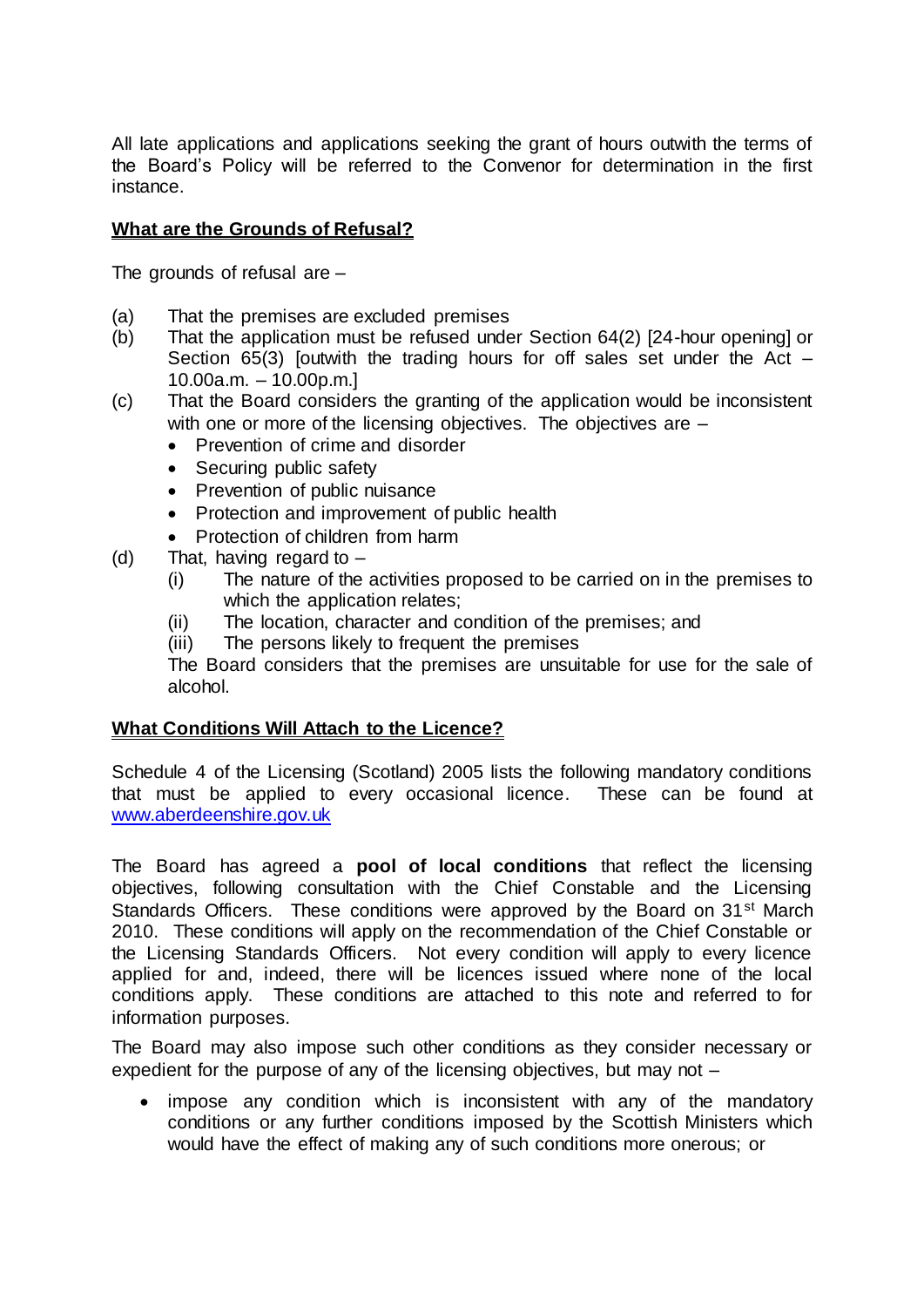All late applications and applications seeking the grant of hours outwith the terms of the Board's Policy will be referred to the Convenor for determination in the first instance.

## What are the Grounds of Refusal?

The grounds of refusal are –

(a) That the premises are excluded premises

(b) That the application must be refused under Section 64(2) [24-hour opening] or Section 65(3) [outwith the trading hours for off sales set under the Act – 10.00a.m. – 10.00p.m.]

(c) That the Board considers the granting of the application would be inconsistent with one or more of the licensing objectives. The objectives are –
- Prevention of crime and disorder
- Securing public safety
- Prevention of public nuisance
- Protection and improvement of public health
- Protection of children from harm

(d) That, having regard to –
  (i) The nature of the activities proposed to be carried on in the premises to which the application relates;
  (ii) The location, character and condition of the premises; and
  (iii) The persons likely to frequent the premises

  The Board considers that the premises are unsuitable for use for the sale of alcohol.

## What Conditions Will Attach to the Licence?

Schedule 4 of the Licensing (Scotland) 2005 lists the following mandatory conditions that must be applied to every occasional licence. These can be found at www.aberdeenshire.gov.uk

The Board has agreed a **pool of local conditions** that reflect the licensing objectives, following consultation with the Chief Constable and the Licensing Standards Officers. These conditions were approved by the Board on 31st March 2010. These conditions will apply on the recommendation of the Chief Constable or the Licensing Standards Officers. Not every condition will apply to every licence applied for and, indeed, there will be licences issued where none of the local conditions apply. These conditions are attached to this note and referred to for information purposes.

The Board may also impose such other conditions as they consider necessary or expedient for the purpose of any of the licensing objectives, but may not –

- impose any condition which is inconsistent with any of the mandatory conditions or any further conditions imposed by the Scottish Ministers which would have the effect of making any of such conditions more onerous; or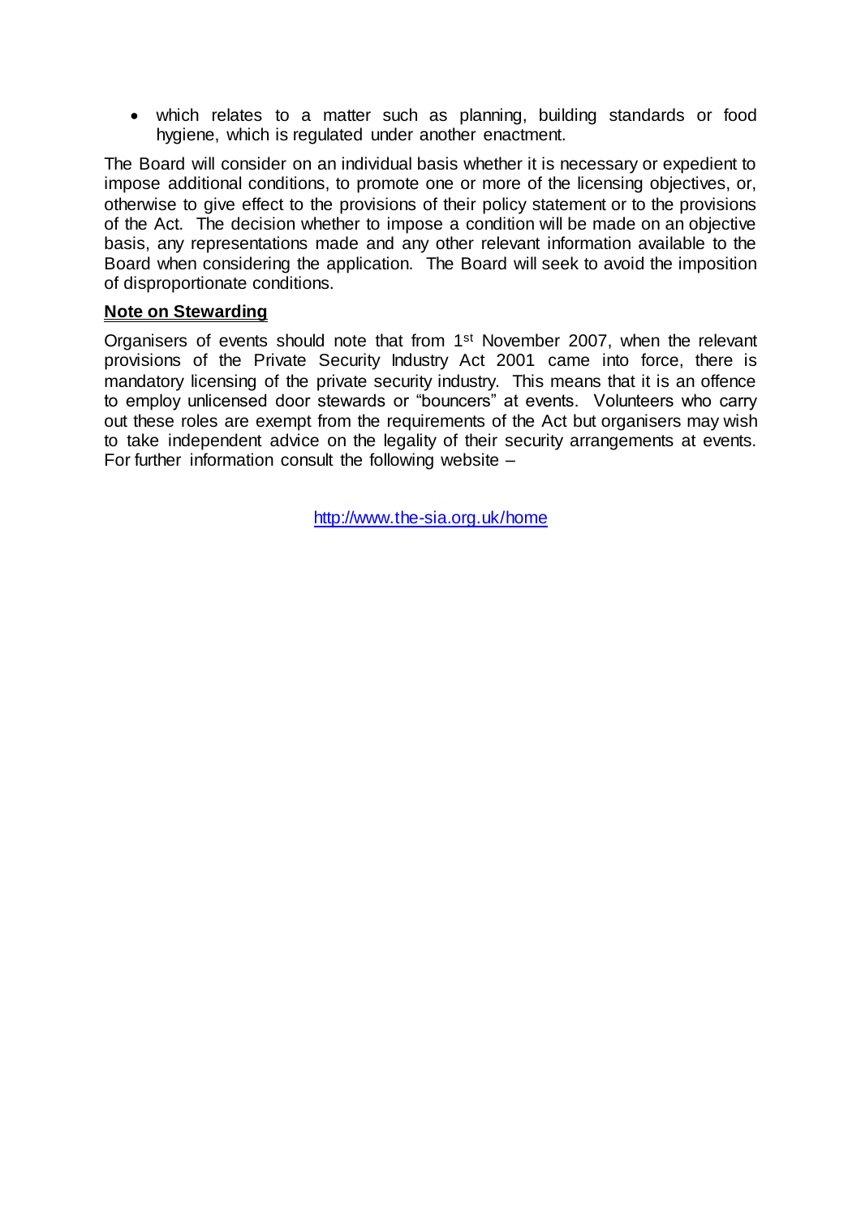- which relates to a matter such as planning, building standards or food hygiene, which is regulated under another enactment.

The Board will consider on an individual basis whether it is necessary or expedient to impose additional conditions, to promote one or more of the licensing objectives, or, otherwise to give effect to the provisions of their policy statement or to the provisions of the Act. The decision whether to impose a condition will be made on an objective basis, any representations made and any other relevant information available to the Board when considering the application. The Board will seek to avoid the imposition of disproportionate conditions.

**Note on Stewarding**

Organisers of events should note that from 1st November 2007, when the relevant provisions of the Private Security Industry Act 2001 came into force, there is mandatory licensing of the private security industry. This means that it is an offence to employ unlicensed door stewards or "bouncers" at events. Volunteers who carry out these roles are exempt from the requirements of the Act but organisers may wish to take independent advice on the legality of their security arrangements at events. For further information consult the following website –

http://www.the-sia.org.uk/home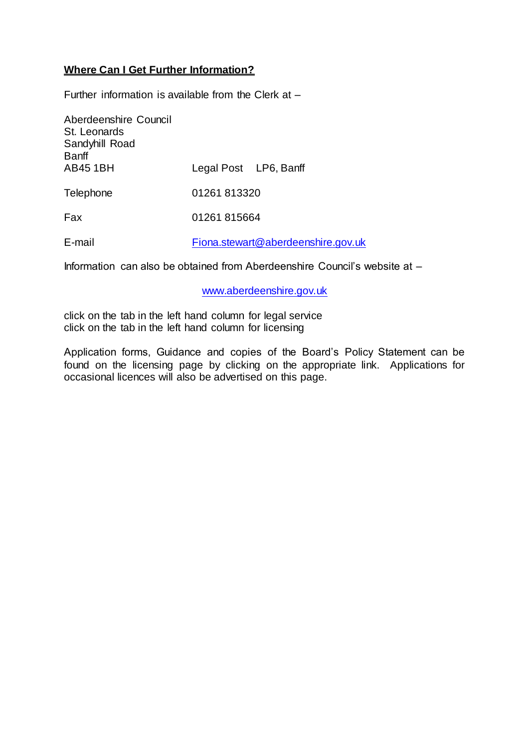**Where Can I Get Further Information?**

Further information is available from the Clerk at –

Aberdeenshire Council
St. Leonards
Sandyhill Road
Banff
AB45 1BH — Legal Post LP6, Banff

| | |
|---|---|
| Telephone | 01261 813320 |
| Fax | 01261 815664 |
| E-mail | Fiona.stewart@aberdeenshire.gov.uk |

Information can also be obtained from Aberdeenshire Council's website at –

www.aberdeenshire.gov.uk

click on the tab in the left hand column for legal service
click on the tab in the left hand column for licensing

Application forms, Guidance and copies of the Board's Policy Statement can be found on the licensing page by clicking on the appropriate link. Applications for occasional licences will also be advertised on this page.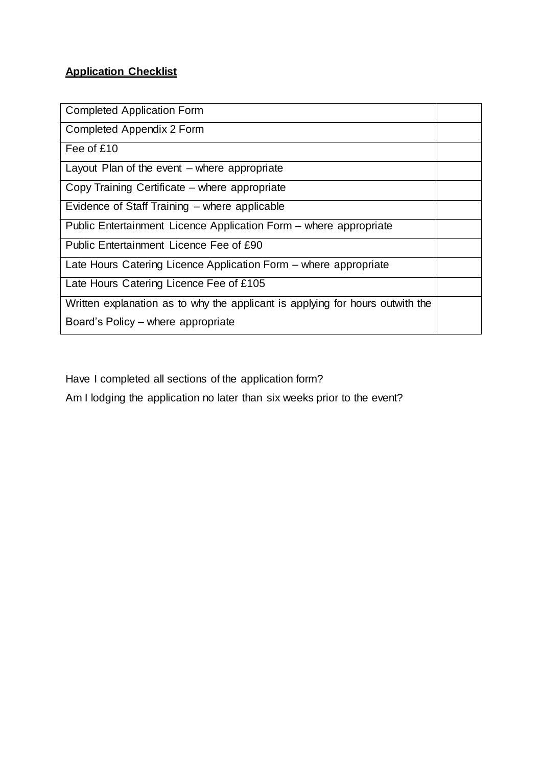**Application Checklist**

| | |
|---|---|
| Completed Application Form | |
| Completed Appendix 2 Form | |
| Fee of £10 | |
| Layout Plan of the event – where appropriate | |
| Copy Training Certificate – where appropriate | |
| Evidence of Staff Training – where applicable | |
| Public Entertainment Licence Application Form – where appropriate | |
| Public Entertainment Licence Fee of £90 | |
| Late Hours Catering Licence Application Form – where appropriate | |
| Late Hours Catering Licence Fee of £105 | |
| Written explanation as to why the applicant is applying for hours outwith the Board's Policy – where appropriate | |

Have I completed all sections of the application form?

Am I lodging the application no later than six weeks prior to the event?